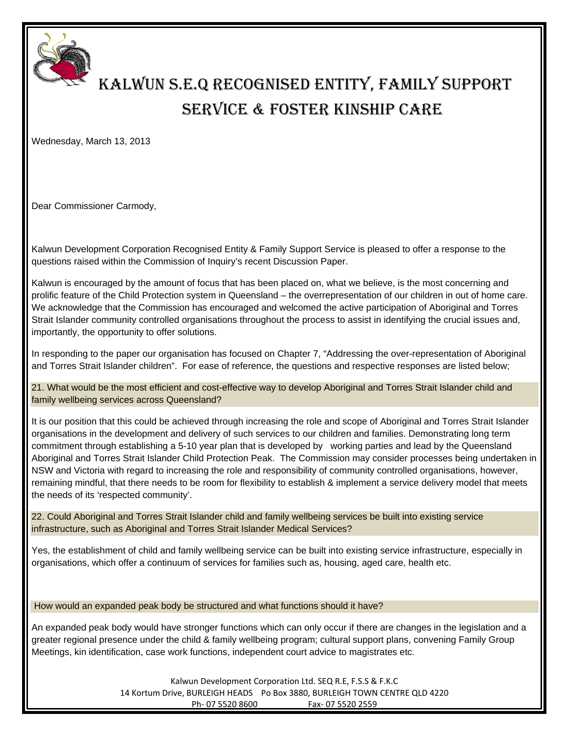# KALWUN S.E.Q RECOGNISED ENTITY, FAMILY SUPPORT SERVICE & FOSTER KINSHIP CARE

Wednesday, March 13, 2013

Dear Commissioner Carmody,

Kalwun Development Corporation Recognised Entity & Family Support Service is pleased to offer a response to the questions raised within the Commission of Inquiry's recent Discussion Paper.

Kalwun is encouraged by the amount of focus that has been placed on, what we believe, is the most concerning and prolific feature of the Child Protection system in Queensland – the overrepresentation of our children in out of home care. We acknowledge that the Commission has encouraged and welcomed the active participation of Aboriginal and Torres Strait Islander community controlled organisations throughout the process to assist in identifying the crucial issues and, importantly, the opportunity to offer solutions.

In responding to the paper our organisation has focused on Chapter 7, "Addressing the over-representation of Aboriginal and Torres Strait Islander children". For ease of reference, the questions and respective responses are listed below;

**21. What would be the most efficient and cost-effective way to develop Aboriginal and Torres Strait Islander child and family wellbeing services across Queensland?**

It is our position that this could be achieved through increasing the role and scope of Aboriginal and Torres Strait Islander organisations in the development and delivery of such services to our children and families. Demonstrating long term commitment through establishing a 5-10 year plan that is developed by working parties and lead by the Queensland Aboriginal and Torres Strait Islander Child Protection Peak. The Commission may consider processes being undertaken in NSW and Victoria with regard to increasing the role and responsibility of community controlled organisations, however, remaining mindful, that there needs to be room for flexibility to establish & implement a service delivery model that meets the needs of its 'respected community'.

**22. Could Aboriginal and Torres Strait Islander child and family wellbeing services be built into existing service infrastructure, such as Aboriginal and Torres Strait Islander Medical Services?**

Yes, the establishment of child and family wellbeing service can be built into existing service infrastructure, especially in organisations, which offer a continuum of services for families such as, housing, aged care, health etc.

**How would an expanded peak body be structured and what functions should it have?**

An expanded peak body would have stronger functions which can only occur if there are changes in the legislation and a greater regional presence under the child & family wellbeing program; cultural support plans, convening Family Group Meetings, kin identification, case work functions, independent court advice to magistrates etc.

Kalwun Development Corporation Ltd. SEQ R.E, F.S.S & F.K.C
14 Kortum Drive, BURLEIGH HEADS Po Box 3880, BURLEIGH TOWN CENTRE QLD 4220
Ph- 07 5520 8600 Fax- 07 5520 2559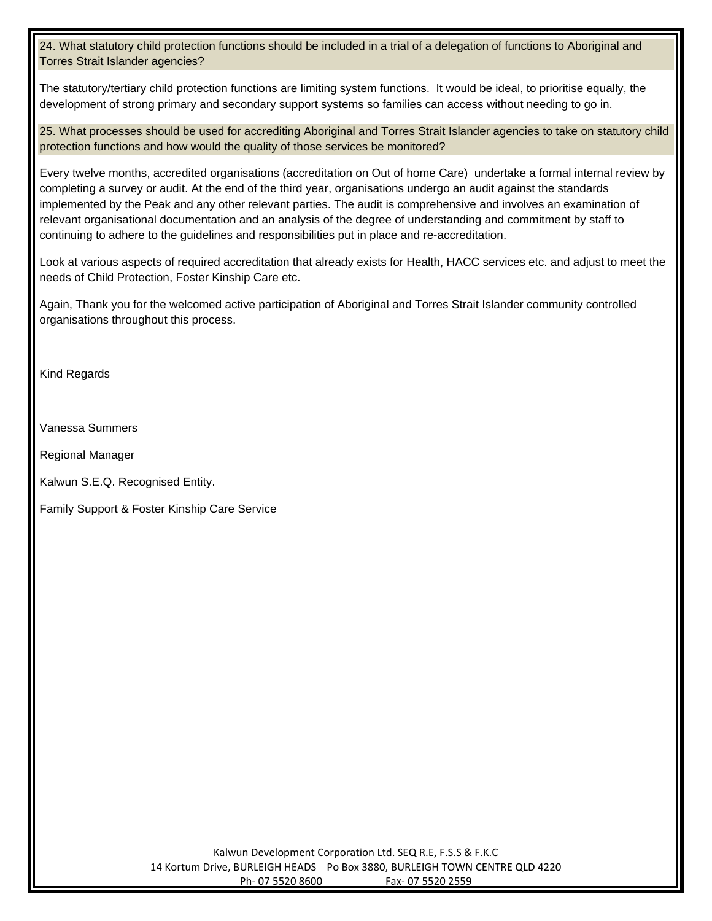**24. What statutory child protection functions should be included in a trial of a delegation of functions to Aboriginal and Torres Strait Islander agencies?**

The statutory/tertiary child protection functions are limiting system functions. It would be ideal, to prioritise equally, the development of strong primary and secondary support systems so families can access without needing to go in.

**25. What processes should be used for accrediting Aboriginal and Torres Strait Islander agencies to take on statutory child protection functions and how would the quality of those services be monitored?**

Every twelve months, accredited organisations (accreditation on Out of home Care) undertake a formal internal review by completing a survey or audit. At the end of the third year, organisations undergo an audit against the standards implemented by the Peak and any other relevant parties. The audit is comprehensive and involves an examination of relevant organisational documentation and an analysis of the degree of understanding and commitment by staff to continuing to adhere to the guidelines and responsibilities put in place and re-accreditation.

Look at various aspects of required accreditation that already exists for Health, HACC services etc. and adjust to meet the needs of Child Protection, Foster Kinship Care etc.

Again, Thank you for the welcomed active participation of Aboriginal and Torres Strait Islander community controlled organisations throughout this process.

Kind Regards

Vanessa Summers

Regional Manager

Kalwun S.E.Q. Recognised Entity.

Family Support & Foster Kinship Care Service

Kalwun Development Corporation Ltd. SEQ R.E, F.S.S & F.K.C
14 Kortum Drive, BURLEIGH HEADS Po Box 3880, BURLEIGH TOWN CENTRE QLD 4220
Ph- 07 5520 8600 Fax- 07 5520 2559